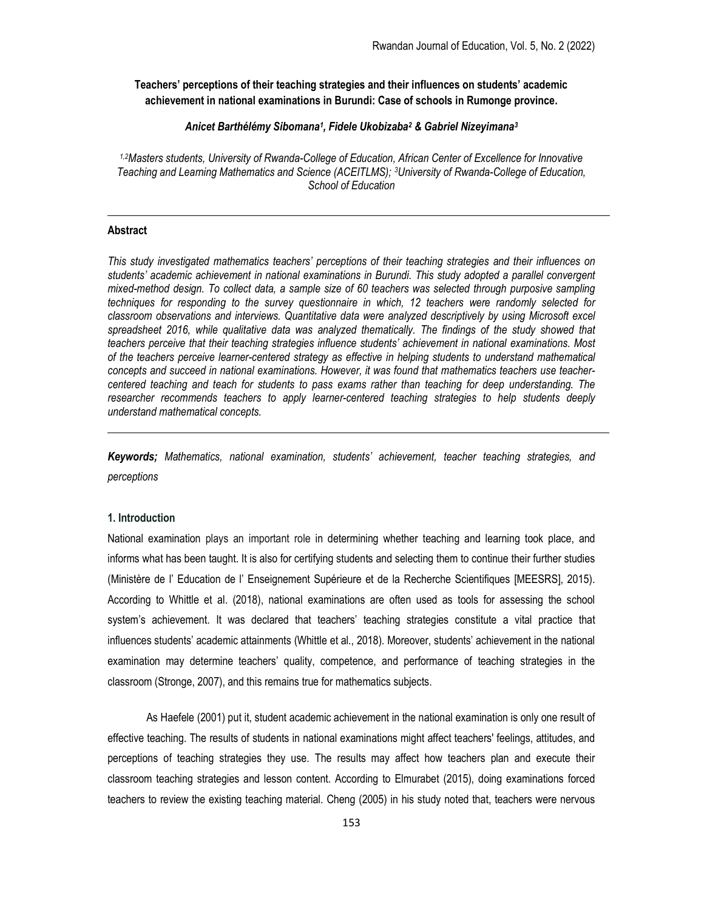# Teachers' perceptions of their teaching strategies and their influences on students' academic achievement in national examinations in Burundi: Case of schools in Rumonge province.

***Anicet Barthélémy Sibomana[1], Fidele Ukobizaba[2] & Gabriel Nizeyimana[3]***

*[1,2]Masters students, University of Rwanda-College of Education, African Center of Excellence for Innovative Teaching and Learning Mathematics and Science (ACEITLMS); [3]University of Rwanda-College of Education, School of Education*

---

**Abstract**

*This study investigated mathematics teachers' perceptions of their teaching strategies and their influences on students' academic achievement in national examinations in Burundi. This study adopted a parallel convergent mixed-method design. To collect data, a sample size of 60 teachers was selected through purposive sampling techniques for responding to the survey questionnaire in which, 12 teachers were randomly selected for classroom observations and interviews. Quantitative data were analyzed descriptively by using Microsoft excel spreadsheet 2016, while qualitative data was analyzed thematically. The findings of the study showed that teachers perceive that their teaching strategies influence students' achievement in national examinations. Most of the teachers perceive learner-centered strategy as effective in helping students to understand mathematical concepts and succeed in national examinations. However, it was found that mathematics teachers use teacher-centered teaching and teach for students to pass exams rather than teaching for deep understanding. The researcher recommends teachers to apply learner-centered teaching strategies to help students deeply understand mathematical concepts.*

---

***Keywords;*** *Mathematics, national examination, students' achievement, teacher teaching strategies, and perceptions*

## 1. Introduction

National examination plays an important role in determining whether teaching and learning took place, and informs what has been taught. It is also for certifying students and selecting them to continue their further studies (Ministère de l' Education de l' Enseignement Supérieure et de la Recherche Scientifiques [MEESRS], 2015). According to Whittle et al. (2018), national examinations are often used as tools for assessing the school system's achievement. It was declared that teachers' teaching strategies constitute a vital practice that influences students' academic attainments (Whittle et al., 2018). Moreover, students' achievement in the national examination may determine teachers' quality, competence, and performance of teaching strategies in the classroom (Stronge, 2007), and this remains true for mathematics subjects.

As Haefele (2001) put it, student academic achievement in the national examination is only one result of effective teaching. The results of students in national examinations might affect teachers' feelings, attitudes, and perceptions of teaching strategies they use. The results may affect how teachers plan and execute their classroom teaching strategies and lesson content. According to Elmurabet (2015), doing examinations forced teachers to review the existing teaching material. Cheng (2005) in his study noted that, teachers were nervous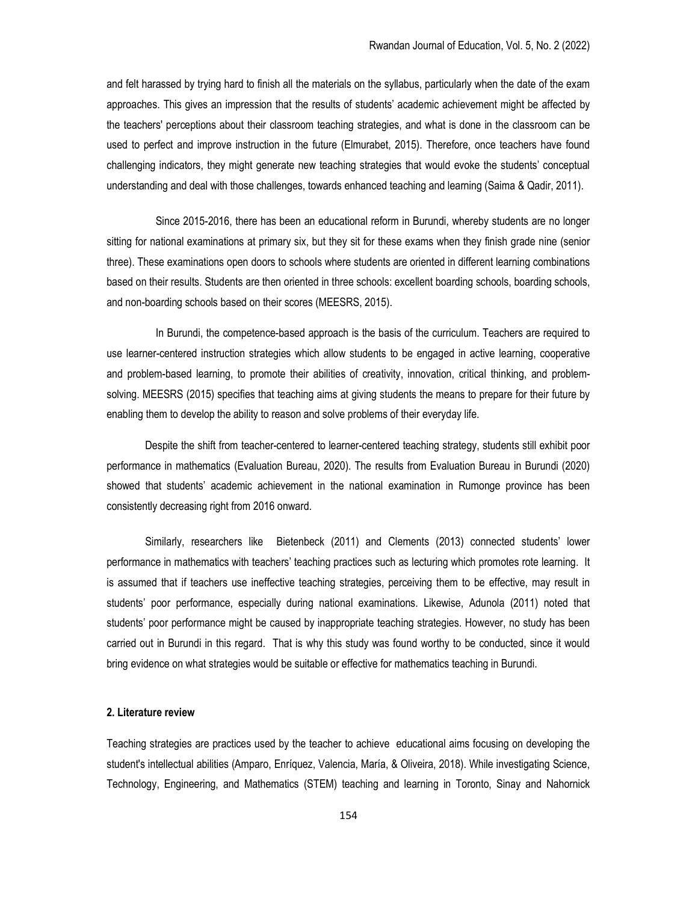and felt harassed by trying hard to finish all the materials on the syllabus, particularly when the date of the exam approaches. This gives an impression that the results of students' academic achievement might be affected by the teachers' perceptions about their classroom teaching strategies, and what is done in the classroom can be used to perfect and improve instruction in the future (Elmurabet, 2015). Therefore, once teachers have found challenging indicators, they might generate new teaching strategies that would evoke the students' conceptual understanding and deal with those challenges, towards enhanced teaching and learning (Saima & Qadir, 2011).

Since 2015-2016, there has been an educational reform in Burundi, whereby students are no longer sitting for national examinations at primary six, but they sit for these exams when they finish grade nine (senior three). These examinations open doors to schools where students are oriented in different learning combinations based on their results. Students are then oriented in three schools: excellent boarding schools, boarding schools, and non-boarding schools based on their scores (MEESRS, 2015).

In Burundi, the competence-based approach is the basis of the curriculum. Teachers are required to use learner-centered instruction strategies which allow students to be engaged in active learning, cooperative and problem-based learning, to promote their abilities of creativity, innovation, critical thinking, and problem-solving. MEESRS (2015) specifies that teaching aims at giving students the means to prepare for their future by enabling them to develop the ability to reason and solve problems of their everyday life.

Despite the shift from teacher-centered to learner-centered teaching strategy, students still exhibit poor performance in mathematics (Evaluation Bureau, 2020). The results from Evaluation Bureau in Burundi (2020) showed that students' academic achievement in the national examination in Rumonge province has been consistently decreasing right from 2016 onward.

Similarly, researchers like Bietenbeck (2011) and Clements (2013) connected students' lower performance in mathematics with teachers' teaching practices such as lecturing which promotes rote learning. It is assumed that if teachers use ineffective teaching strategies, perceiving them to be effective, may result in students' poor performance, especially during national examinations. Likewise, Adunola (2011) noted that students' poor performance might be caused by inappropriate teaching strategies. However, no study has been carried out in Burundi in this regard. That is why this study was found worthy to be conducted, since it would bring evidence on what strategies would be suitable or effective for mathematics teaching in Burundi.

## 2. Literature review

Teaching strategies are practices used by the teacher to achieve educational aims focusing on developing the student's intellectual abilities (Amparo, Enríquez, Valencia, María, & Oliveira, 2018). While investigating Science, Technology, Engineering, and Mathematics (STEM) teaching and learning in Toronto, Sinay and Nahornick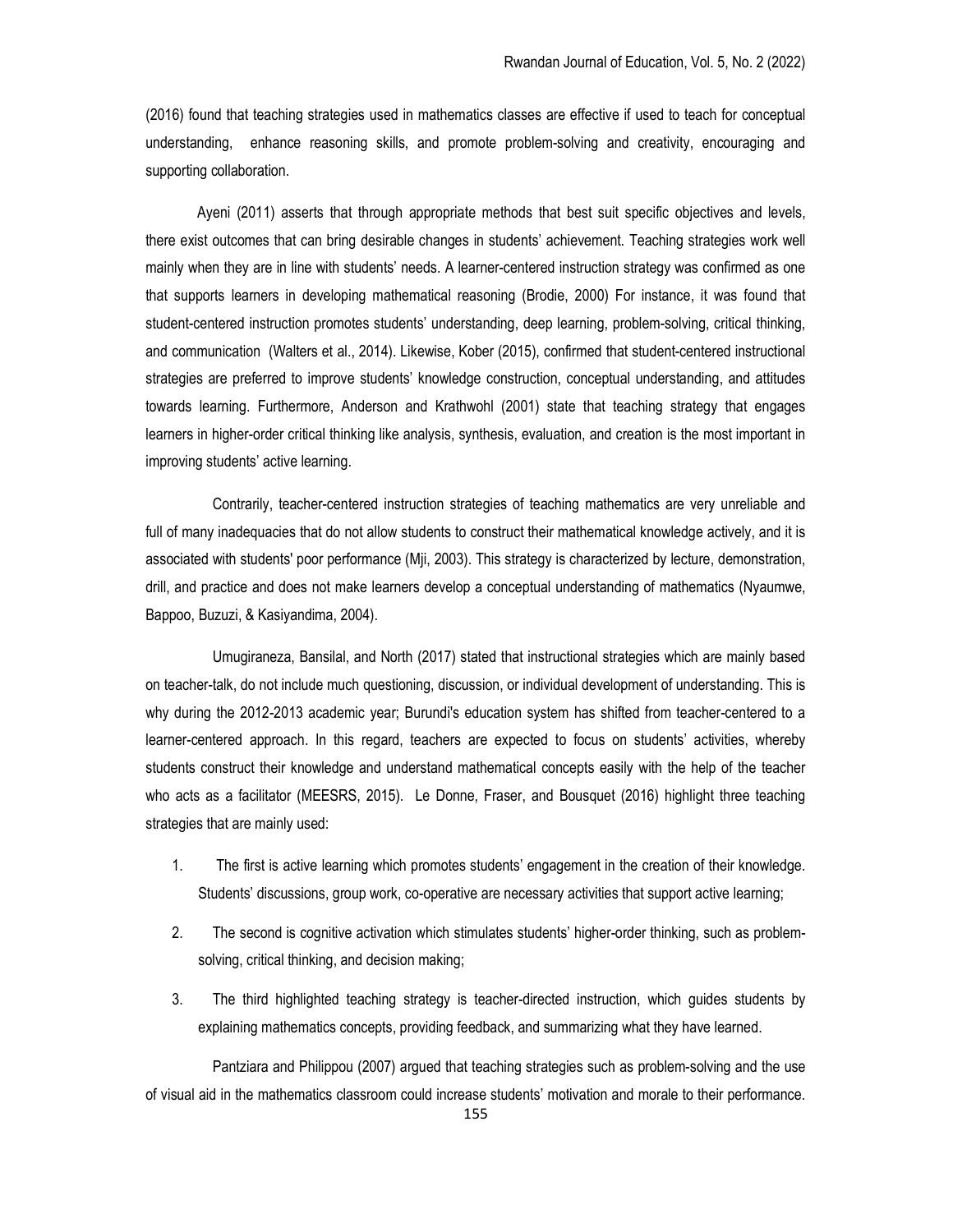(2016) found that teaching strategies used in mathematics classes are effective if used to teach for conceptual understanding, enhance reasoning skills, and promote problem-solving and creativity, encouraging and supporting collaboration.

Ayeni (2011) asserts that through appropriate methods that best suit specific objectives and levels, there exist outcomes that can bring desirable changes in students' achievement. Teaching strategies work well mainly when they are in line with students' needs. A learner-centered instruction strategy was confirmed as one that supports learners in developing mathematical reasoning (Brodie, 2000) For instance, it was found that student-centered instruction promotes students' understanding, deep learning, problem-solving, critical thinking, and communication (Walters et al., 2014). Likewise, Kober (2015), confirmed that student-centered instructional strategies are preferred to improve students' knowledge construction, conceptual understanding, and attitudes towards learning. Furthermore, Anderson and Krathwohl (2001) state that teaching strategy that engages learners in higher-order critical thinking like analysis, synthesis, evaluation, and creation is the most important in improving students' active learning.

Contrarily, teacher-centered instruction strategies of teaching mathematics are very unreliable and full of many inadequacies that do not allow students to construct their mathematical knowledge actively, and it is associated with students' poor performance (Mji, 2003). This strategy is characterized by lecture, demonstration, drill, and practice and does not make learners develop a conceptual understanding of mathematics (Nyaumwe, Bappoo, Buzuzi, & Kasiyandima, 2004).

Umugiraneza, Bansilal, and North (2017) stated that instructional strategies which are mainly based on teacher-talk, do not include much questioning, discussion, or individual development of understanding. This is why during the 2012-2013 academic year; Burundi's education system has shifted from teacher-centered to a learner-centered approach. In this regard, teachers are expected to focus on students' activities, whereby students construct their knowledge and understand mathematical concepts easily with the help of the teacher who acts as a facilitator (MEESRS, 2015). Le Donne, Fraser, and Bousquet (2016) highlight three teaching strategies that are mainly used:

1. The first is active learning which promotes students' engagement in the creation of their knowledge. Students' discussions, group work, co-operative are necessary activities that support active learning;
2. The second is cognitive activation which stimulates students' higher-order thinking, such as problem-solving, critical thinking, and decision making;
3. The third highlighted teaching strategy is teacher-directed instruction, which guides students by explaining mathematics concepts, providing feedback, and summarizing what they have learned.

Pantziara and Philippou (2007) argued that teaching strategies such as problem-solving and the use of visual aid in the mathematics classroom could increase students' motivation and morale to their performance.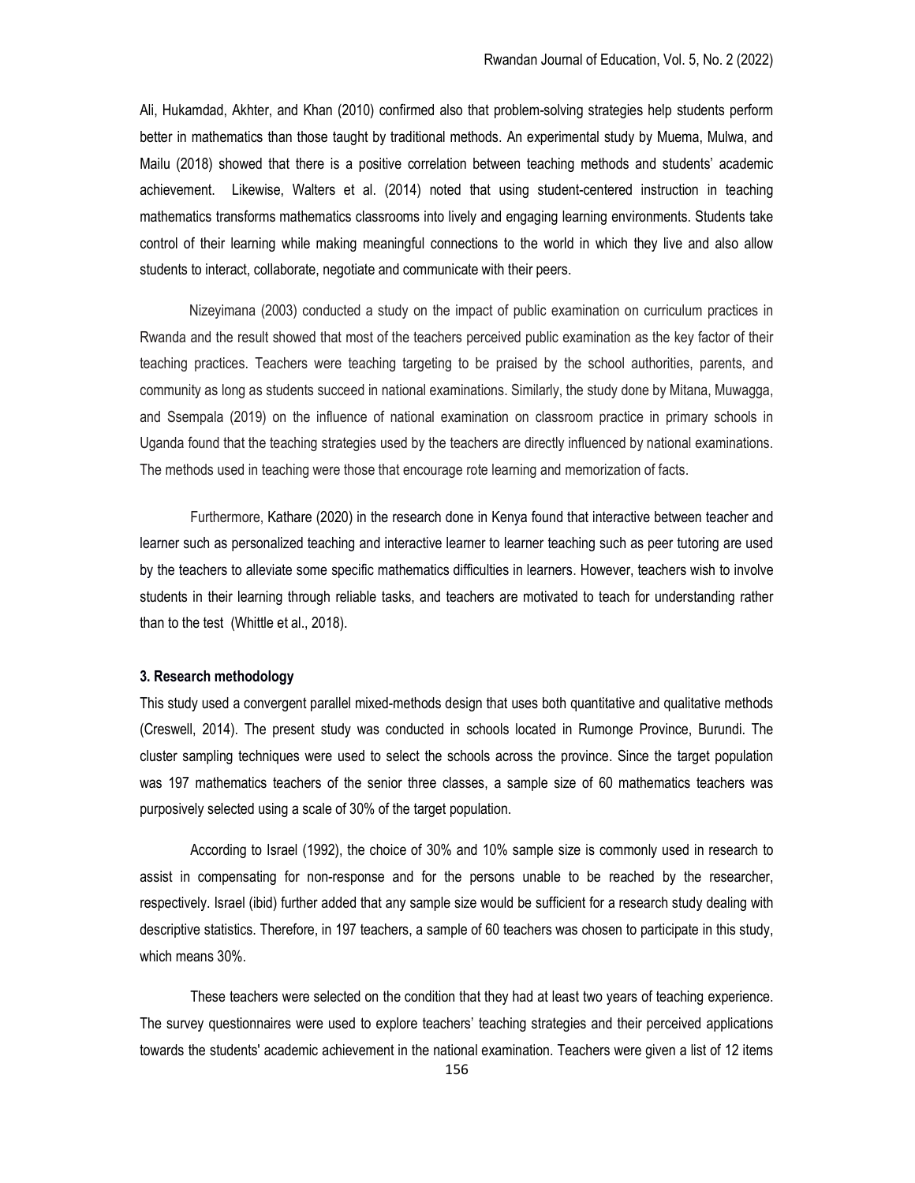Ali, Hukamdad, Akhter, and Khan (2010) confirmed also that problem-solving strategies help students perform better in mathematics than those taught by traditional methods. An experimental study by Muema, Mulwa, and Mailu (2018) showed that there is a positive correlation between teaching methods and students' academic achievement. Likewise, Walters et al. (2014) noted that using student-centered instruction in teaching mathematics transforms mathematics classrooms into lively and engaging learning environments. Students take control of their learning while making meaningful connections to the world in which they live and also allow students to interact, collaborate, negotiate and communicate with their peers.

Nizeyimana (2003) conducted a study on the impact of public examination on curriculum practices in Rwanda and the result showed that most of the teachers perceived public examination as the key factor of their teaching practices. Teachers were teaching targeting to be praised by the school authorities, parents, and community as long as students succeed in national examinations. Similarly, the study done by Mitana, Muwagga, and Ssempala (2019) on the influence of national examination on classroom practice in primary schools in Uganda found that the teaching strategies used by the teachers are directly influenced by national examinations. The methods used in teaching were those that encourage rote learning and memorization of facts.

Furthermore, Kathare (2020) in the research done in Kenya found that interactive between teacher and learner such as personalized teaching and interactive learner to learner teaching such as peer tutoring are used by the teachers to alleviate some specific mathematics difficulties in learners. However, teachers wish to involve students in their learning through reliable tasks, and teachers are motivated to teach for understanding rather than to the test (Whittle et al., 2018).

### 3. Research methodology

This study used a convergent parallel mixed-methods design that uses both quantitative and qualitative methods (Creswell, 2014). The present study was conducted in schools located in Rumonge Province, Burundi. The cluster sampling techniques were used to select the schools across the province. Since the target population was 197 mathematics teachers of the senior three classes, a sample size of 60 mathematics teachers was purposively selected using a scale of 30% of the target population.

According to Israel (1992), the choice of 30% and 10% sample size is commonly used in research to assist in compensating for non-response and for the persons unable to be reached by the researcher, respectively. Israel (ibid) further added that any sample size would be sufficient for a research study dealing with descriptive statistics. Therefore, in 197 teachers, a sample of 60 teachers was chosen to participate in this study, which means 30%.

These teachers were selected on the condition that they had at least two years of teaching experience. The survey questionnaires were used to explore teachers' teaching strategies and their perceived applications towards the students' academic achievement in the national examination. Teachers were given a list of 12 items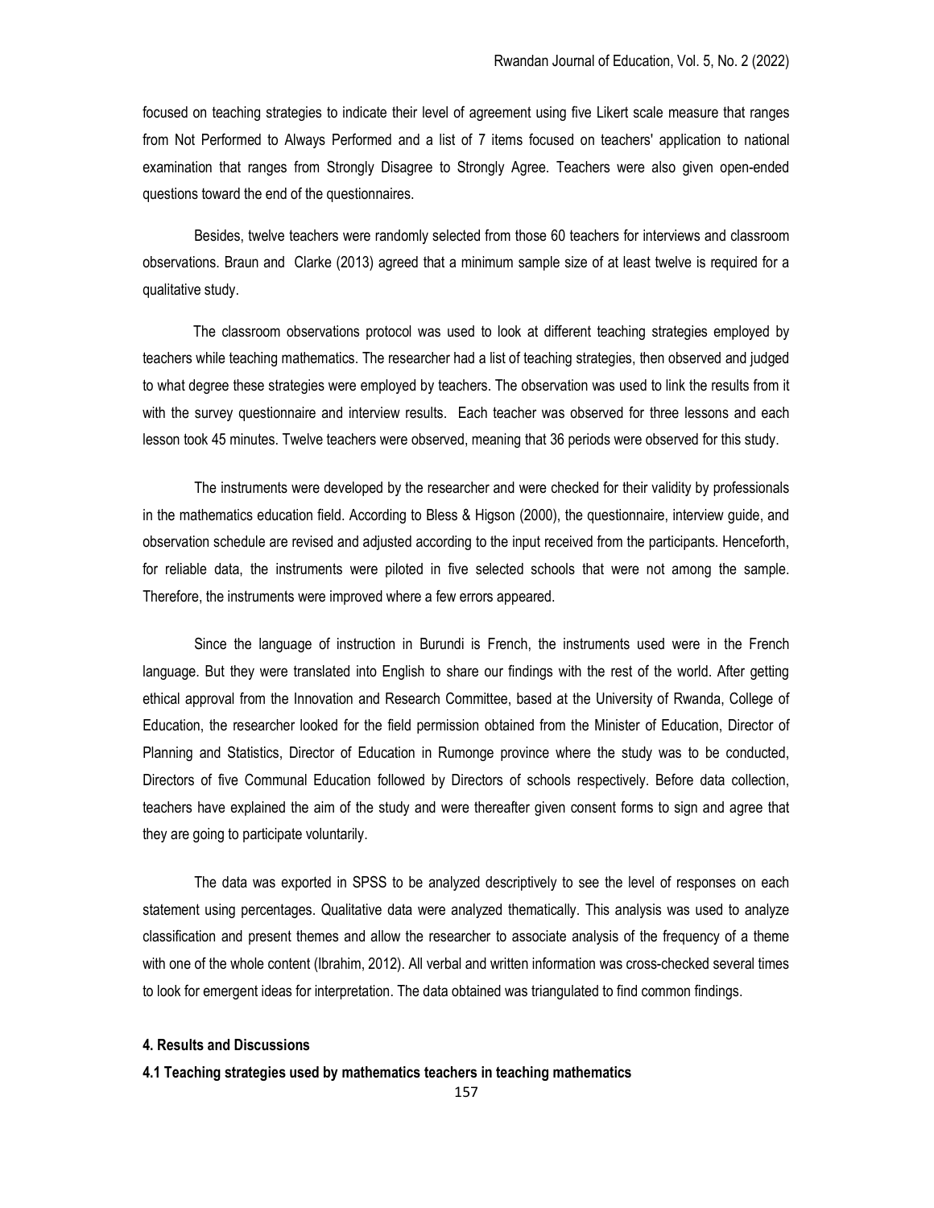focused on teaching strategies to indicate their level of agreement using five Likert scale measure that ranges from Not Performed to Always Performed and a list of 7 items focused on teachers' application to national examination that ranges from Strongly Disagree to Strongly Agree. Teachers were also given open-ended questions toward the end of the questionnaires.

Besides, twelve teachers were randomly selected from those 60 teachers for interviews and classroom observations. Braun and Clarke (2013) agreed that a minimum sample size of at least twelve is required for a qualitative study.

The classroom observations protocol was used to look at different teaching strategies employed by teachers while teaching mathematics. The researcher had a list of teaching strategies, then observed and judged to what degree these strategies were employed by teachers. The observation was used to link the results from it with the survey questionnaire and interview results. Each teacher was observed for three lessons and each lesson took 45 minutes. Twelve teachers were observed, meaning that 36 periods were observed for this study.

The instruments were developed by the researcher and were checked for their validity by professionals in the mathematics education field. According to Bless & Higson (2000), the questionnaire, interview guide, and observation schedule are revised and adjusted according to the input received from the participants. Henceforth, for reliable data, the instruments were piloted in five selected schools that were not among the sample. Therefore, the instruments were improved where a few errors appeared.

Since the language of instruction in Burundi is French, the instruments used were in the French language. But they were translated into English to share our findings with the rest of the world. After getting ethical approval from the Innovation and Research Committee, based at the University of Rwanda, College of Education, the researcher looked for the field permission obtained from the Minister of Education, Director of Planning and Statistics, Director of Education in Rumonge province where the study was to be conducted, Directors of five Communal Education followed by Directors of schools respectively. Before data collection, teachers have explained the aim of the study and were thereafter given consent forms to sign and agree that they are going to participate voluntarily.

The data was exported in SPSS to be analyzed descriptively to see the level of responses on each statement using percentages. Qualitative data were analyzed thematically. This analysis was used to analyze classification and present themes and allow the researcher to associate analysis of the frequency of a theme with one of the whole content (Ibrahim, 2012). All verbal and written information was cross-checked several times to look for emergent ideas for interpretation. The data obtained was triangulated to find common findings.

## 4. Results and Discussions

### 4.1 Teaching strategies used by mathematics teachers in teaching mathematics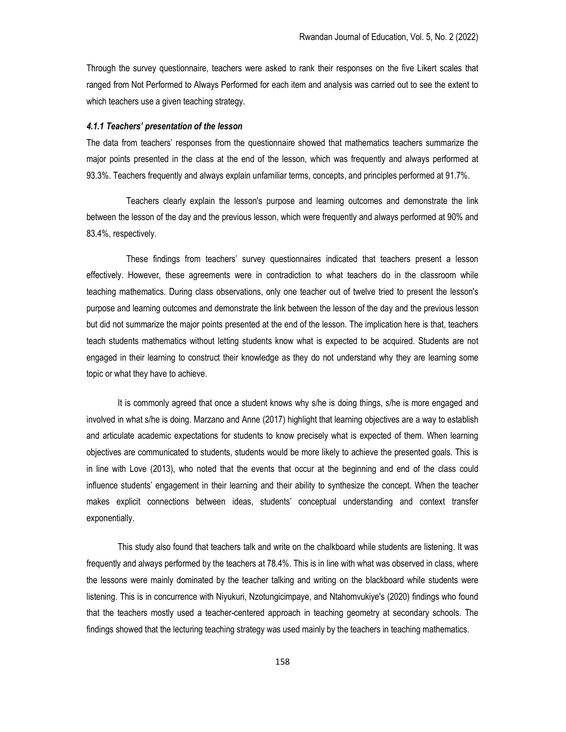Through the survey questionnaire, teachers were asked to rank their responses on the five Likert scales that ranged from Not Performed to Always Performed for each item and analysis was carried out to see the extent to which teachers use a given teaching strategy.

#### *4.1.1 Teachers' presentation of the lesson*

The data from teachers' responses from the questionnaire showed that mathematics teachers summarize the major points presented in the class at the end of the lesson, which was frequently and always performed at 93.3%. Teachers frequently and always explain unfamiliar terms, concepts, and principles performed at 91.7%.

Teachers clearly explain the lesson's purpose and learning outcomes and demonstrate the link between the lesson of the day and the previous lesson, which were frequently and always performed at 90% and 83.4%, respectively.

These findings from teachers' survey questionnaires indicated that teachers present a lesson effectively. However, these agreements were in contradiction to what teachers do in the classroom while teaching mathematics. During class observations, only one teacher out of twelve tried to present the lesson's purpose and learning outcomes and demonstrate the link between the lesson of the day and the previous lesson but did not summarize the major points presented at the end of the lesson. The implication here is that, teachers teach students mathematics without letting students know what is expected to be acquired. Students are not engaged in their learning to construct their knowledge as they do not understand why they are learning some topic or what they have to achieve.

It is commonly agreed that once a student knows why s/he is doing things, s/he is more engaged and involved in what s/he is doing. Marzano and Anne (2017) highlight that learning objectives are a way to establish and articulate academic expectations for students to know precisely what is expected of them. When learning objectives are communicated to students, students would be more likely to achieve the presented goals. This is in line with Love (2013), who noted that the events that occur at the beginning and end of the class could influence students' engagement in their learning and their ability to synthesize the concept. When the teacher makes explicit connections between ideas, students' conceptual understanding and context transfer exponentially.

This study also found that teachers talk and write on the chalkboard while students are listening. It was frequently and always performed by the teachers at 78.4%. This is in line with what was observed in class, where the lessons were mainly dominated by the teacher talking and writing on the blackboard while students were listening. This is in concurrence with Niyukuri, Nzotungicimpaye, and Ntahomvukiye's (2020) findings who found that the teachers mostly used a teacher-centered approach in teaching geometry at secondary schools. The findings showed that the lecturing teaching strategy was used mainly by the teachers in teaching mathematics.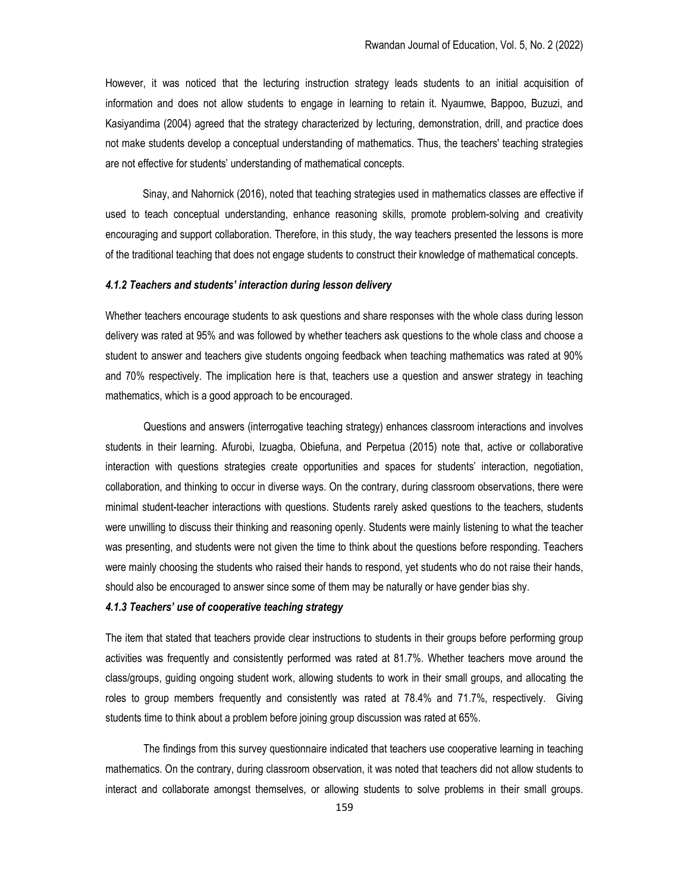However, it was noticed that the lecturing instruction strategy leads students to an initial acquisition of information and does not allow students to engage in learning to retain it. Nyaumwe, Bappoo, Buzuzi, and Kasiyandima (2004) agreed that the strategy characterized by lecturing, demonstration, drill, and practice does not make students develop a conceptual understanding of mathematics. Thus, the teachers' teaching strategies are not effective for students' understanding of mathematical concepts.

Sinay, and Nahornick (2016), noted that teaching strategies used in mathematics classes are effective if used to teach conceptual understanding, enhance reasoning skills, promote problem-solving and creativity encouraging and support collaboration. Therefore, in this study, the way teachers presented the lessons is more of the traditional teaching that does not engage students to construct their knowledge of mathematical concepts.

#### *4.1.2 Teachers and students' interaction during lesson delivery*

Whether teachers encourage students to ask questions and share responses with the whole class during lesson delivery was rated at 95% and was followed by whether teachers ask questions to the whole class and choose a student to answer and teachers give students ongoing feedback when teaching mathematics was rated at 90% and 70% respectively. The implication here is that, teachers use a question and answer strategy in teaching mathematics, which is a good approach to be encouraged.

Questions and answers (interrogative teaching strategy) enhances classroom interactions and involves students in their learning. Afurobi, Izuagba, Obiefuna, and Perpetua (2015) note that, active or collaborative interaction with questions strategies create opportunities and spaces for students' interaction, negotiation, collaboration, and thinking to occur in diverse ways. On the contrary, during classroom observations, there were minimal student-teacher interactions with questions. Students rarely asked questions to the teachers, students were unwilling to discuss their thinking and reasoning openly. Students were mainly listening to what the teacher was presenting, and students were not given the time to think about the questions before responding. Teachers were mainly choosing the students who raised their hands to respond, yet students who do not raise their hands, should also be encouraged to answer since some of them may be naturally or have gender bias shy.

#### *4.1.3 Teachers' use of cooperative teaching strategy*

The item that stated that teachers provide clear instructions to students in their groups before performing group activities was frequently and consistently performed was rated at 81.7%. Whether teachers move around the class/groups, guiding ongoing student work, allowing students to work in their small groups, and allocating the roles to group members frequently and consistently was rated at 78.4% and 71.7%, respectively. Giving students time to think about a problem before joining group discussion was rated at 65%.

The findings from this survey questionnaire indicated that teachers use cooperative learning in teaching mathematics. On the contrary, during classroom observation, it was noted that teachers did not allow students to interact and collaborate amongst themselves, or allowing students to solve problems in their small groups.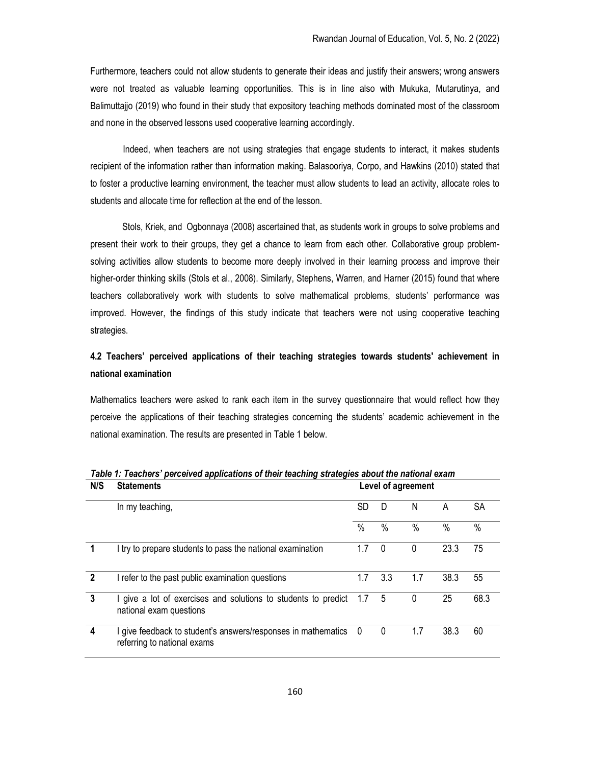Furthermore, teachers could not allow students to generate their ideas and justify their answers; wrong answers were not treated as valuable learning opportunities. This is in line also with Mukuka, Mutarutinya, and Balimuttajjo (2019) who found in their study that expository teaching methods dominated most of the classroom and none in the observed lessons used cooperative learning accordingly.

Indeed, when teachers are not using strategies that engage students to interact, it makes students recipient of the information rather than information making. Balasooriya, Corpo, and Hawkins (2010) stated that to foster a productive learning environment, the teacher must allow students to lead an activity, allocate roles to students and allocate time for reflection at the end of the lesson.

Stols, Kriek, and Ogbonnaya (2008) ascertained that, as students work in groups to solve problems and present their work to their groups, they get a chance to learn from each other. Collaborative group problem-solving activities allow students to become more deeply involved in their learning process and improve their higher-order thinking skills (Stols et al., 2008). Similarly, Stephens, Warren, and Harner (2015) found that where teachers collaboratively work with students to solve mathematical problems, students' performance was improved. However, the findings of this study indicate that teachers were not using cooperative teaching strategies.

### 4.2 Teachers' perceived applications of their teaching strategies towards students' achievement in national examination

Mathematics teachers were asked to rank each item in the survey questionnaire that would reflect how they perceive the applications of their teaching strategies concerning the students' academic achievement in the national examination. The results are presented in Table 1 below.

***Table 1: Teachers' perceived applications of their teaching strategies about the national exam***

| N/S | Statements | Level of agreement | | | | |
|---|---|---|---|---|---|---|
| | In my teaching, | SD | D | N | A | SA |
| | | % | % | % | % | % |
| **1** | I try to prepare students to pass the national examination | 1.7 | 0 | 0 | 23.3 | 75 |
| **2** | I refer to the past public examination questions | 1.7 | 3.3 | 1.7 | 38.3 | 55 |
| **3** | I give a lot of exercises and solutions to students to predict national exam questions | 1.7 | 5 | 0 | 25 | 68.3 |
| **4** | I give feedback to student's answers/responses in mathematics referring to national exams | 0 | 0 | 1.7 | 38.3 | 60 |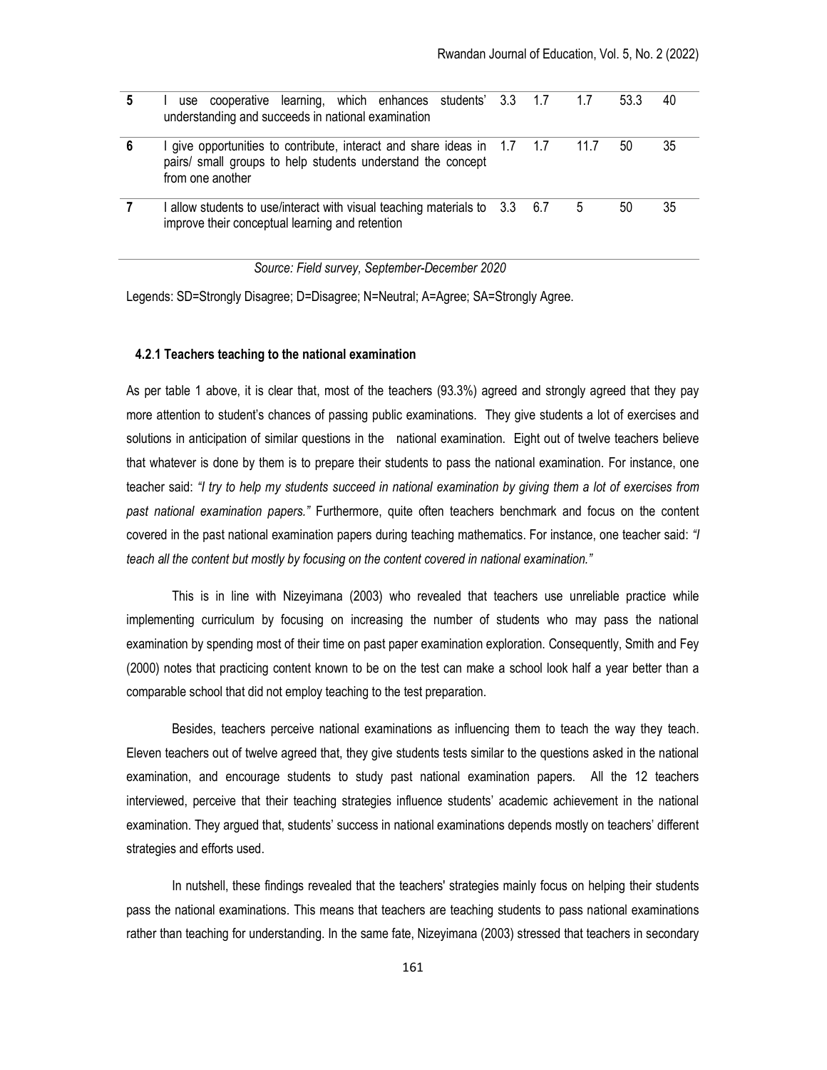| | | SD | D | N | A | SA |
|---|---|---|---|---|---|---|
| **5** | I use cooperative learning, which enhances students' understanding and succeeds in national examination | 3.3 | 1.7 | 1.7 | 53.3 | 40 |
| **6** | I give opportunities to contribute, interact and share ideas in pairs/ small groups to help students understand the concept from one another | 1.7 | 1.7 | 11.7 | 50 | 35 |
| **7** | I allow students to use/interact with visual teaching materials to improve their conceptual learning and retention | 3.3 | 6.7 | 5 | 50 | 35 |

*Source: Field survey, September-December 2020*

Legends: SD=Strongly Disagree; D=Disagree; N=Neutral; A=Agree; SA=Strongly Agree.

#### 4.2.1 Teachers teaching to the national examination

As per table 1 above, it is clear that, most of the teachers (93.3%) agreed and strongly agreed that they pay more attention to student's chances of passing public examinations. They give students a lot of exercises and solutions in anticipation of similar questions in the national examination. Eight out of twelve teachers believe that whatever is done by them is to prepare their students to pass the national examination. For instance, one teacher said: *"I try to help my students succeed in national examination by giving them a lot of exercises from past national examination papers."* Furthermore, quite often teachers benchmark and focus on the content covered in the past national examination papers during teaching mathematics. For instance, one teacher said: *"I teach all the content but mostly by focusing on the content covered in national examination."*

This is in line with Nizeyimana (2003) who revealed that teachers use unreliable practice while implementing curriculum by focusing on increasing the number of students who may pass the national examination by spending most of their time on past paper examination exploration. Consequently, Smith and Fey (2000) notes that practicing content known to be on the test can make a school look half a year better than a comparable school that did not employ teaching to the test preparation.

Besides, teachers perceive national examinations as influencing them to teach the way they teach. Eleven teachers out of twelve agreed that, they give students tests similar to the questions asked in the national examination, and encourage students to study past national examination papers. All the 12 teachers interviewed, perceive that their teaching strategies influence students' academic achievement in the national examination. They argued that, students' success in national examinations depends mostly on teachers' different strategies and efforts used.

In nutshell, these findings revealed that the teachers' strategies mainly focus on helping their students pass the national examinations. This means that teachers are teaching students to pass national examinations rather than teaching for understanding. In the same fate, Nizeyimana (2003) stressed that teachers in secondary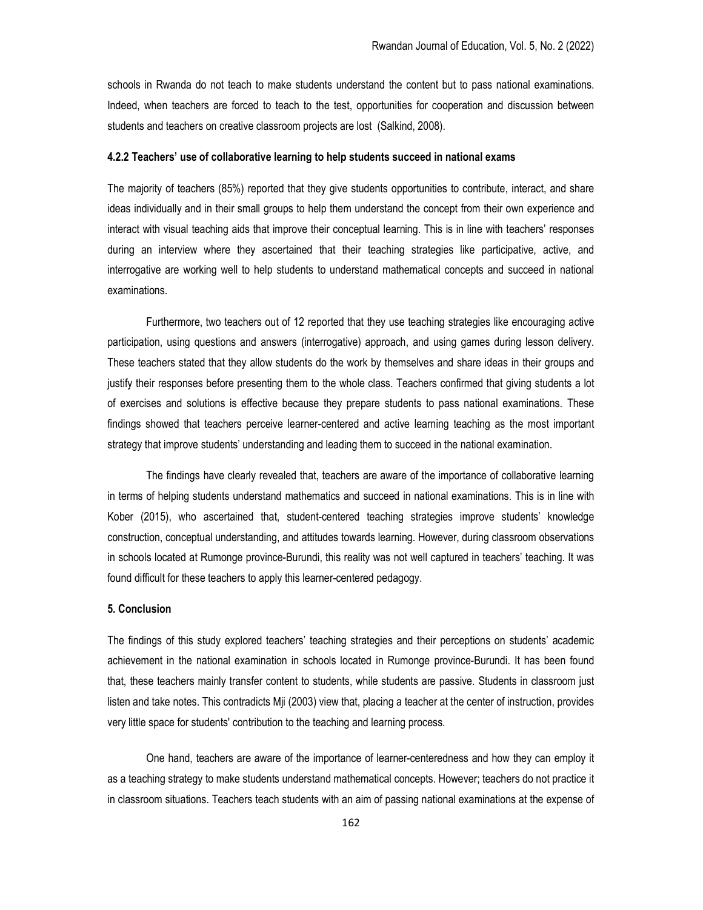schools in Rwanda do not teach to make students understand the content but to pass national examinations. Indeed, when teachers are forced to teach to the test, opportunities for cooperation and discussion between students and teachers on creative classroom projects are lost (Salkind, 2008).

#### 4.2.2 Teachers' use of collaborative learning to help students succeed in national exams

The majority of teachers (85%) reported that they give students opportunities to contribute, interact, and share ideas individually and in their small groups to help them understand the concept from their own experience and interact with visual teaching aids that improve their conceptual learning. This is in line with teachers' responses during an interview where they ascertained that their teaching strategies like participative, active, and interrogative are working well to help students to understand mathematical concepts and succeed in national examinations.

Furthermore, two teachers out of 12 reported that they use teaching strategies like encouraging active participation, using questions and answers (interrogative) approach, and using games during lesson delivery. These teachers stated that they allow students do the work by themselves and share ideas in their groups and justify their responses before presenting them to the whole class. Teachers confirmed that giving students a lot of exercises and solutions is effective because they prepare students to pass national examinations. These findings showed that teachers perceive learner-centered and active learning teaching as the most important strategy that improve students' understanding and leading them to succeed in the national examination.

The findings have clearly revealed that, teachers are aware of the importance of collaborative learning in terms of helping students understand mathematics and succeed in national examinations. This is in line with Kober (2015), who ascertained that, student-centered teaching strategies improve students' knowledge construction, conceptual understanding, and attitudes towards learning. However, during classroom observations in schools located at Rumonge province-Burundi, this reality was not well captured in teachers' teaching. It was found difficult for these teachers to apply this learner-centered pedagogy.

### 5. Conclusion

The findings of this study explored teachers' teaching strategies and their perceptions on students' academic achievement in the national examination in schools located in Rumonge province-Burundi. It has been found that, these teachers mainly transfer content to students, while students are passive. Students in classroom just listen and take notes. This contradicts Mji (2003) view that, placing a teacher at the center of instruction, provides very little space for students' contribution to the teaching and learning process.

One hand, teachers are aware of the importance of learner-centeredness and how they can employ it as a teaching strategy to make students understand mathematical concepts. However; teachers do not practice it in classroom situations. Teachers teach students with an aim of passing national examinations at the expense of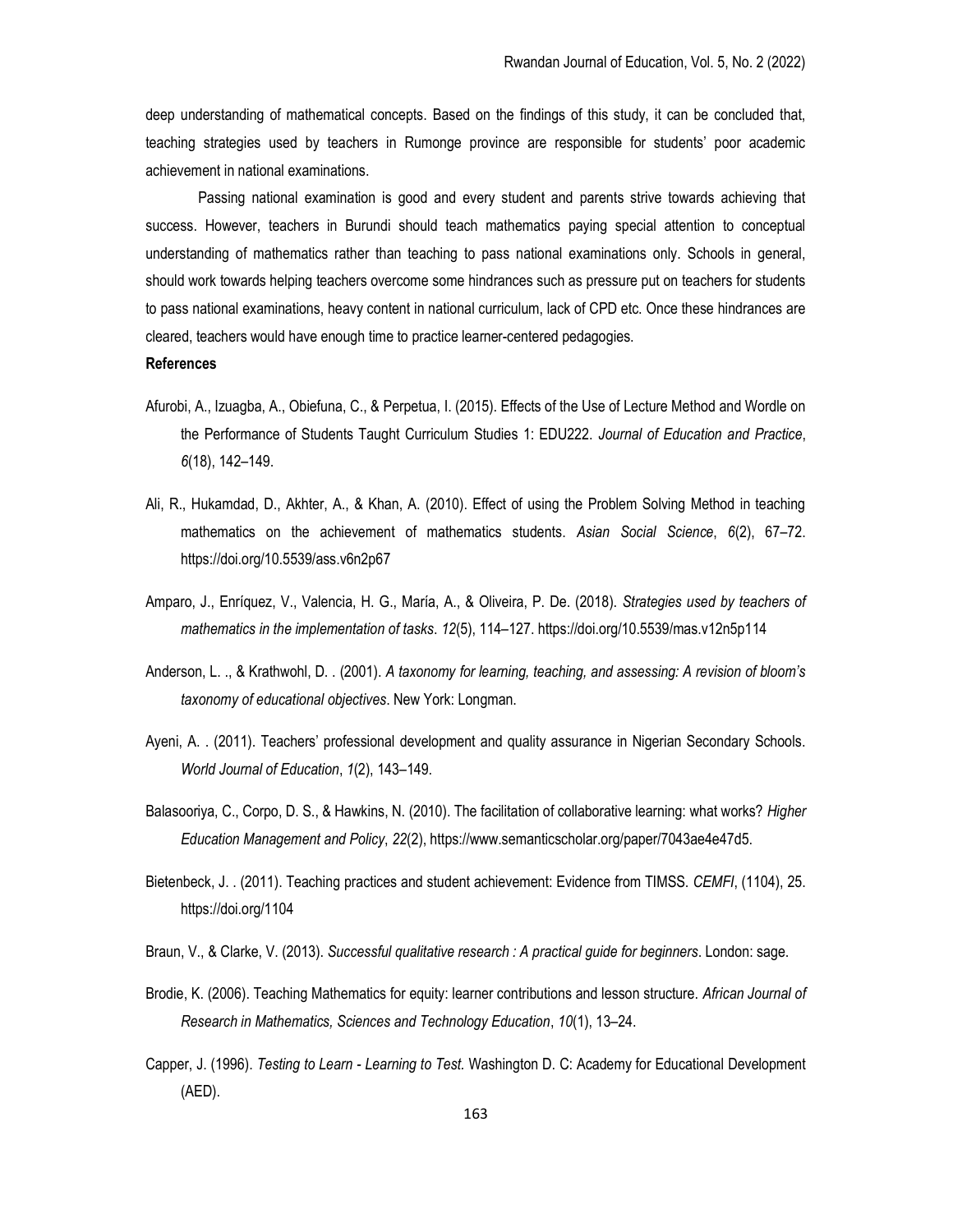deep understanding of mathematical concepts. Based on the findings of this study, it can be concluded that, teaching strategies used by teachers in Rumonge province are responsible for students' poor academic achievement in national examinations.

Passing national examination is good and every student and parents strive towards achieving that success. However, teachers in Burundi should teach mathematics paying special attention to conceptual understanding of mathematics rather than teaching to pass national examinations only. Schools in general, should work towards helping teachers overcome some hindrances such as pressure put on teachers for students to pass national examinations, heavy content in national curriculum, lack of CPD etc. Once these hindrances are cleared, teachers would have enough time to practice learner-centered pedagogies.

**References**

Afurobi, A., Izuagba, A., Obiefuna, C., & Perpetua, I. (2015). Effects of the Use of Lecture Method and Wordle on the Performance of Students Taught Curriculum Studies 1: EDU222. *Journal of Education and Practice*, *6*(18), 142–149.

Ali, R., Hukamdad, D., Akhter, A., & Khan, A. (2010). Effect of using the Problem Solving Method in teaching mathematics on the achievement of mathematics students. *Asian Social Science*, *6*(2), 67–72. https://doi.org/10.5539/ass.v6n2p67

Amparo, J., Enríquez, V., Valencia, H. G., María, A., & Oliveira, P. De. (2018). *Strategies used by teachers of mathematics in the implementation of tasks*. *12*(5), 114–127. https://doi.org/10.5539/mas.v12n5p114

Anderson, L. ., & Krathwohl, D. . (2001). *A taxonomy for learning, teaching, and assessing: A revision of bloom's taxonomy of educational objectives*. New York: Longman.

Ayeni, A. . (2011). Teachers' professional development and quality assurance in Nigerian Secondary Schools. *World Journal of Education*, *1*(2), 143–149.

Balasooriya, C., Corpo, D. S., & Hawkins, N. (2010). The facilitation of collaborative learning: what works? *Higher Education Management and Policy*, *22*(2), https://www.semanticscholar.org/paper/7043ae4e47d5.

Bietenbeck, J. . (2011). Teaching practices and student achievement: Evidence from TIMSS. *CEMFI*, (1104), 25. https://doi.org/1104

Braun, V., & Clarke, V. (2013). *Successful qualitative research : A practical guide for beginners*. London: sage.

Brodie, K. (2006). Teaching Mathematics for equity: learner contributions and lesson structure. *African Journal of Research in Mathematics, Sciences and Technology Education*, *10*(1), 13–24.

Capper, J. (1996). *Testing to Learn - Learning to Test.* Washington D. C: Academy for Educational Development (AED).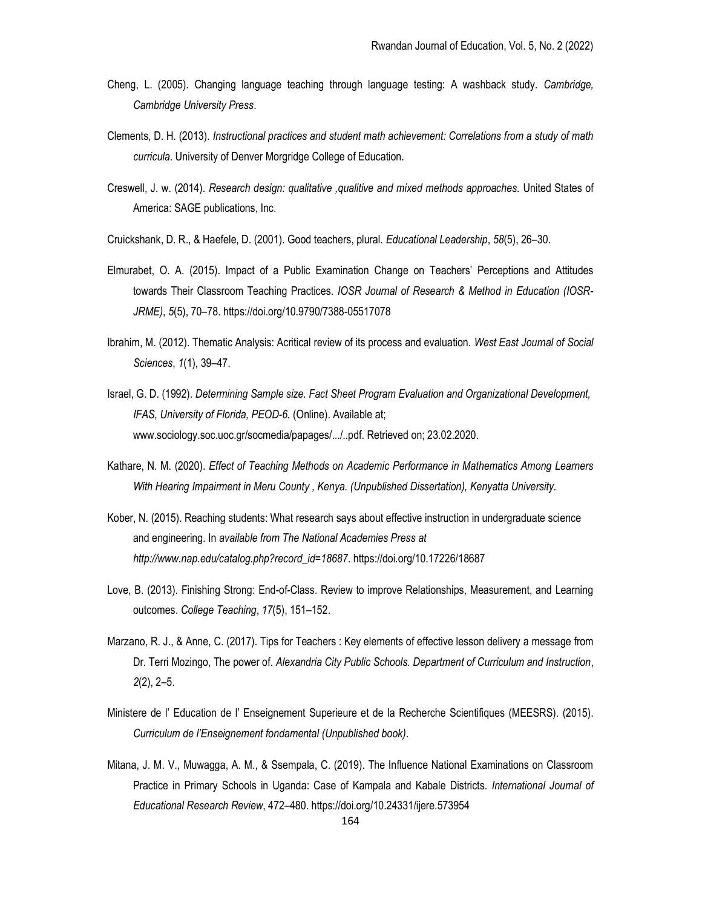Cheng, L. (2005). Changing language teaching through language testing: A washback study. *Cambridge, Cambridge University Press*.

Clements, D. H. (2013). *Instructional practices and student math achievement: Correlations from a study of math curricula.* University of Denver Morgridge College of Education.

Creswell, J. w. (2014). *Research design: qualitative ,qualitive and mixed methods approaches.* United States of America: SAGE publications, Inc.

Cruickshank, D. R., & Haefele, D. (2001). Good teachers, plural. *Educational Leadership*, *58*(5), 26–30.

Elmurabet, O. A. (2015). Impact of a Public Examination Change on Teachers' Perceptions and Attitudes towards Their Classroom Teaching Practices. *IOSR Journal of Research & Method in Education (IOSR-JRME)*, *5*(5), 70–78. https://doi.org/10.9790/7388-05517078

Ibrahim, M. (2012). Thematic Analysis: Acritical review of its process and evaluation. *West East Journal of Social Sciences*, *1*(1), 39–47.

Israel, G. D. (1992). *Determining Sample size. Fact Sheet Program Evaluation and Organizational Development, IFAS, University of Florida, PEOD-6.* (Online). Available at; www.sociology.soc.uoc.gr/socmedia/papages/.../..pdf. Retrieved on; 23.02.2020.

Kathare, N. M. (2020). *Effect of Teaching Methods on Academic Performance in Mathematics Among Learners With Hearing Impairment in Meru County , Kenya. (Unpublished Dissertation), Kenyatta University*.

Kober, N. (2015). Reaching students: What research says about effective instruction in undergraduate science and engineering. In *available from The National Academies Press at http://www.nap.edu/catalog.php?record_id=18687*. https://doi.org/10.17226/18687

Love, B. (2013). Finishing Strong: End-of-Class. Review to improve Relationships, Measurement, and Learning outcomes. *College Teaching*, *17*(5), 151–152.

Marzano, R. J., & Anne, C. (2017). Tips for Teachers : Key elements of effective lesson delivery a message from Dr. Terri Mozingo, The power of. *Alexandria City Public Schools. Department of Curriculum and Instruction*, *2*(2), 2–5.

Ministere de l' Education de l' Enseignement Superieure et de la Recherche Scientifiques (MEESRS). (2015). *Curriculum de l'Enseignement fondamental (Unpublished book)*.

Mitana, J. M. V., Muwagga, A. M., & Ssempala, C. (2019). The Influence National Examinations on Classroom Practice in Primary Schools in Uganda: Case of Kampala and Kabale Districts. *International Journal of Educational Research Review*, 472–480. https://doi.org/10.24331/ijere.573954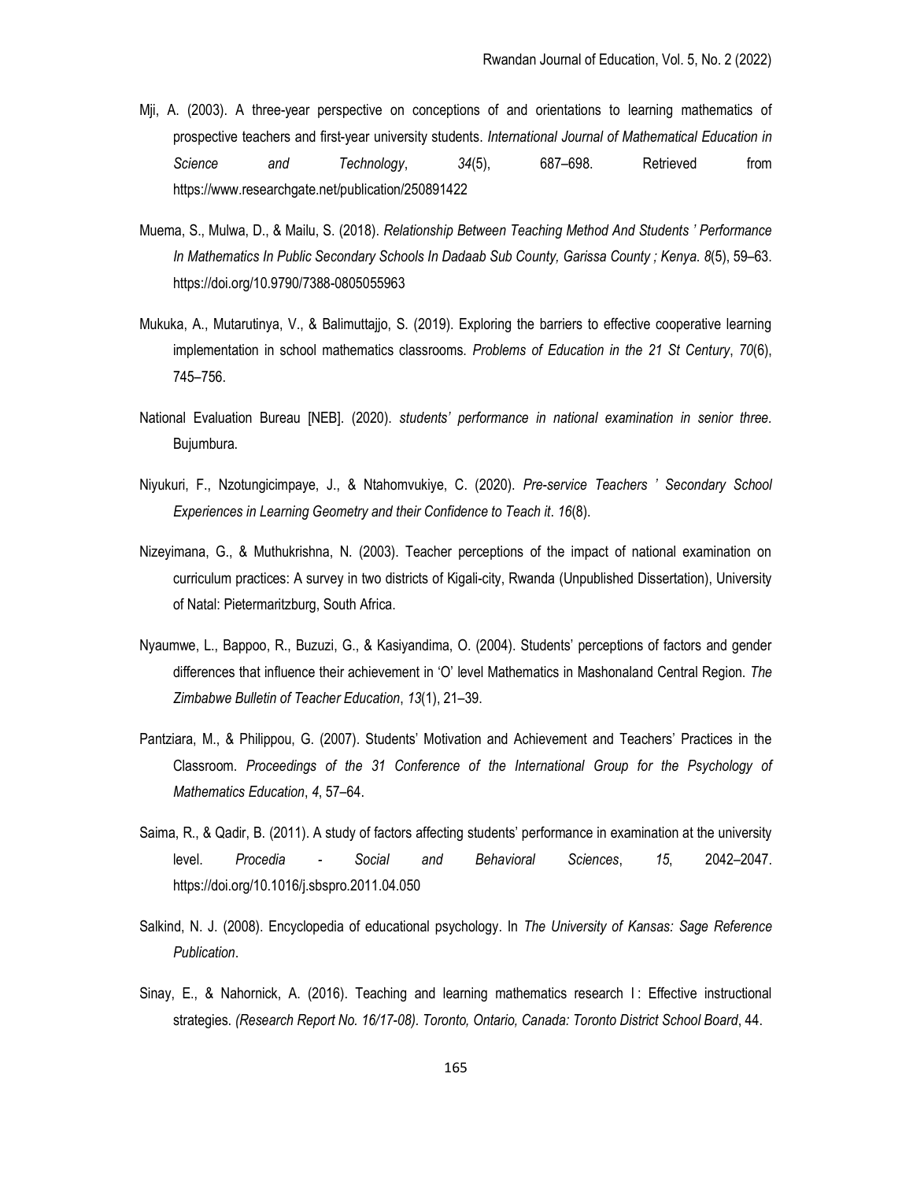Mji, A. (2003). A three-year perspective on conceptions of and orientations to learning mathematics of prospective teachers and first-year university students. *International Journal of Mathematical Education in Science and Technology*, *34*(5), 687–698. Retrieved from https://www.researchgate.net/publication/250891422

Muema, S., Mulwa, D., & Mailu, S. (2018). *Relationship Between Teaching Method And Students ' Performance In Mathematics In Public Secondary Schools In Dadaab Sub County, Garissa County ; Kenya*. *8*(5), 59–63. https://doi.org/10.9790/7388-0805055963

Mukuka, A., Mutarutinya, V., & Balimuttajjo, S. (2019). Exploring the barriers to effective cooperative learning implementation in school mathematics classrooms. *Problems of Education in the 21 St Century*, *70*(6), 745–756.

National Evaluation Bureau [NEB]. (2020). *students' performance in national examination in senior three.* Bujumbura.

Niyukuri, F., Nzotungicimpaye, J., & Ntahomvukiye, C. (2020). *Pre-service Teachers ' Secondary School Experiences in Learning Geometry and their Confidence to Teach it*. *16*(8).

Nizeyimana, G., & Muthukrishna, N. (2003). Teacher perceptions of the impact of national examination on curriculum practices: A survey in two districts of Kigali-city, Rwanda (Unpublished Dissertation), University of Natal: Pietermaritzburg, South Africa.

Nyaumwe, L., Bappoo, R., Buzuzi, G., & Kasiyandima, O. (2004). Students' perceptions of factors and gender differences that influence their achievement in 'O' level Mathematics in Mashonaland Central Region. *The Zimbabwe Bulletin of Teacher Education*, *13*(1), 21–39.

Pantziara, M., & Philippou, G. (2007). Students' Motivation and Achievement and Teachers' Practices in the Classroom. *Proceedings of the 31 Conference of the International Group for the Psychology of Mathematics Education*, *4*, 57–64.

Saima, R., & Qadir, B. (2011). A study of factors affecting students' performance in examination at the university level. *Procedia - Social and Behavioral Sciences*, *15*, 2042–2047. https://doi.org/10.1016/j.sbspro.2011.04.050

Salkind, N. J. (2008). Encyclopedia of educational psychology. In *The University of Kansas: Sage Reference Publication*.

Sinay, E., & Nahornick, A. (2016). Teaching and learning mathematics research I : Effective instructional strategies. *(Research Report No. 16/17-08). Toronto, Ontario, Canada: Toronto District School Board*, 44.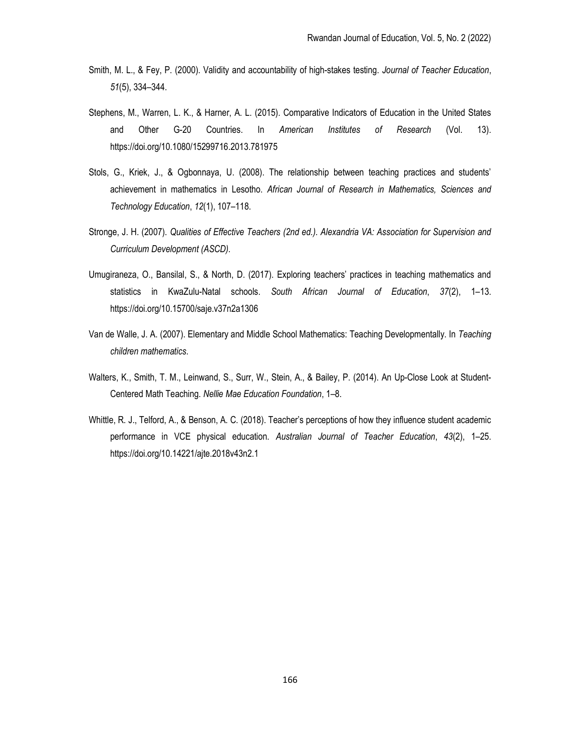Smith, M. L., & Fey, P. (2000). Validity and accountability of high-stakes testing. *Journal of Teacher Education*, *51*(5), 334–344.

Stephens, M., Warren, L. K., & Harner, A. L. (2015). Comparative Indicators of Education in the United States and Other G-20 Countries. In *American Institutes of Research* (Vol. 13). https://doi.org/10.1080/15299716.2013.781975

Stols, G., Kriek, J., & Ogbonnaya, U. (2008). The relationship between teaching practices and students' achievement in mathematics in Lesotho. *African Journal of Research in Mathematics, Sciences and Technology Education*, *12*(1), 107–118.

Stronge, J. H. (2007). *Qualities of Effective Teachers (2nd ed.). Alexandria VA: Association for Supervision and Curriculum Development (ASCD).*

Umugiraneza, O., Bansilal, S., & North, D. (2017). Exploring teachers' practices in teaching mathematics and statistics in KwaZulu-Natal schools. *South African Journal of Education*, *37*(2), 1–13. https://doi.org/10.15700/saje.v37n2a1306

Van de Walle, J. A. (2007). Elementary and Middle School Mathematics: Teaching Developmentally. In *Teaching children mathematics*.

Walters, K., Smith, T. M., Leinwand, S., Surr, W., Stein, A., & Bailey, P. (2014). An Up-Close Look at Student-Centered Math Teaching. *Nellie Mae Education Foundation*, 1–8.

Whittle, R. J., Telford, A., & Benson, A. C. (2018). Teacher's perceptions of how they influence student academic performance in VCE physical education. *Australian Journal of Teacher Education*, *43*(2), 1–25. https://doi.org/10.14221/ajte.2018v43n2.1